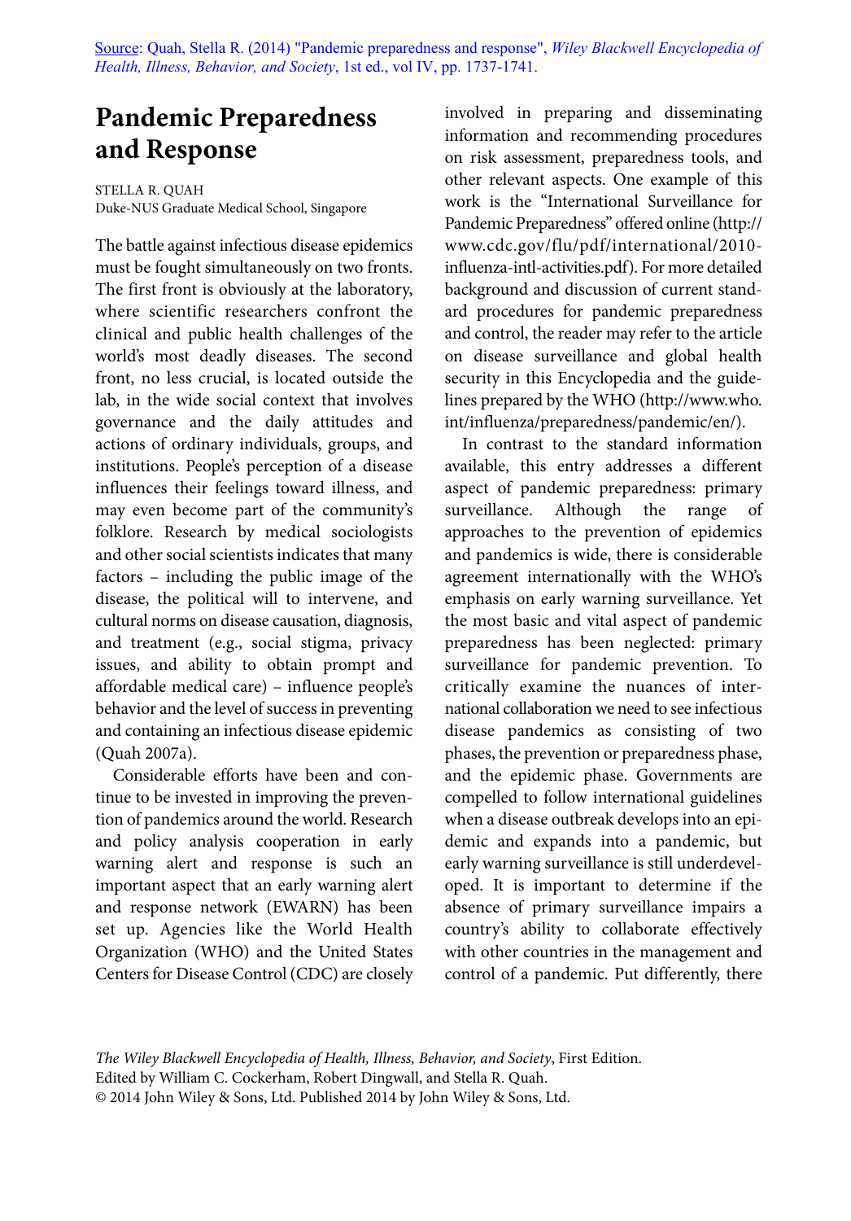Source: Quah, Stella R. (2014) "Pandemic preparedness and response", *Wiley Blackwell Encyclopedia of Health, Illness, Behavior, and Society*, 1st ed., vol IV, pp. 1737-1741.

# Pandemic Preparedness and Response

STELLA R. QUAH
Duke-NUS Graduate Medical School, Singapore

The battle against infectious disease epidemics must be fought simultaneously on two fronts. The first front is obviously at the laboratory, where scientific researchers confront the clinical and public health challenges of the world's most deadly diseases. The second front, no less crucial, is located outside the lab, in the wide social context that involves governance and the daily attitudes and actions of ordinary individuals, groups, and institutions. People's perception of a disease influences their feelings toward illness, and may even become part of the community's folklore. Research by medical sociologists and other social scientists indicates that many factors – including the public image of the disease, the political will to intervene, and cultural norms on disease causation, diagnosis, and treatment (e.g., social stigma, privacy issues, and ability to obtain prompt and affordable medical care) – influence people's behavior and the level of success in preventing and containing an infectious disease epidemic (Quah 2007a).

Considerable efforts have been and continue to be invested in improving the prevention of pandemics around the world. Research and policy analysis cooperation in early warning alert and response is such an important aspect that an early warning alert and response network (EWARN) has been set up. Agencies like the World Health Organization (WHO) and the United States Centers for Disease Control (CDC) are closely involved in preparing and disseminating information and recommending procedures on risk assessment, preparedness tools, and other relevant aspects. One example of this work is the "International Surveillance for Pandemic Preparedness" offered online (http://www.cdc.gov/flu/pdf/international/2010-influenza-intl-activities.pdf). For more detailed background and discussion of current standard procedures for pandemic preparedness and control, the reader may refer to the article on disease surveillance and global health security in this Encyclopedia and the guidelines prepared by the WHO (http://www.who.int/influenza/preparedness/pandemic/en/).

In contrast to the standard information available, this entry addresses a different aspect of pandemic preparedness: primary surveillance. Although the range of approaches to the prevention of epidemics and pandemics is wide, there is considerable agreement internationally with the WHO's emphasis on early warning surveillance. Yet the most basic and vital aspect of pandemic preparedness has been neglected: primary surveillance for pandemic prevention. To critically examine the nuances of international collaboration we need to see infectious disease pandemics as consisting of two phases, the prevention or preparedness phase, and the epidemic phase. Governments are compelled to follow international guidelines when a disease outbreak develops into an epidemic and expands into a pandemic, but early warning surveillance is still underdeveloped. It is important to determine if the absence of primary surveillance impairs a country's ability to collaborate effectively with other countries in the management and control of a pandemic. Put differently, there

*The Wiley Blackwell Encyclopedia of Health, Illness, Behavior, and Society*, First Edition.
Edited by William C. Cockerham, Robert Dingwall, and Stella R. Quah.
© 2014 John Wiley & Sons, Ltd. Published 2014 by John Wiley & Sons, Ltd.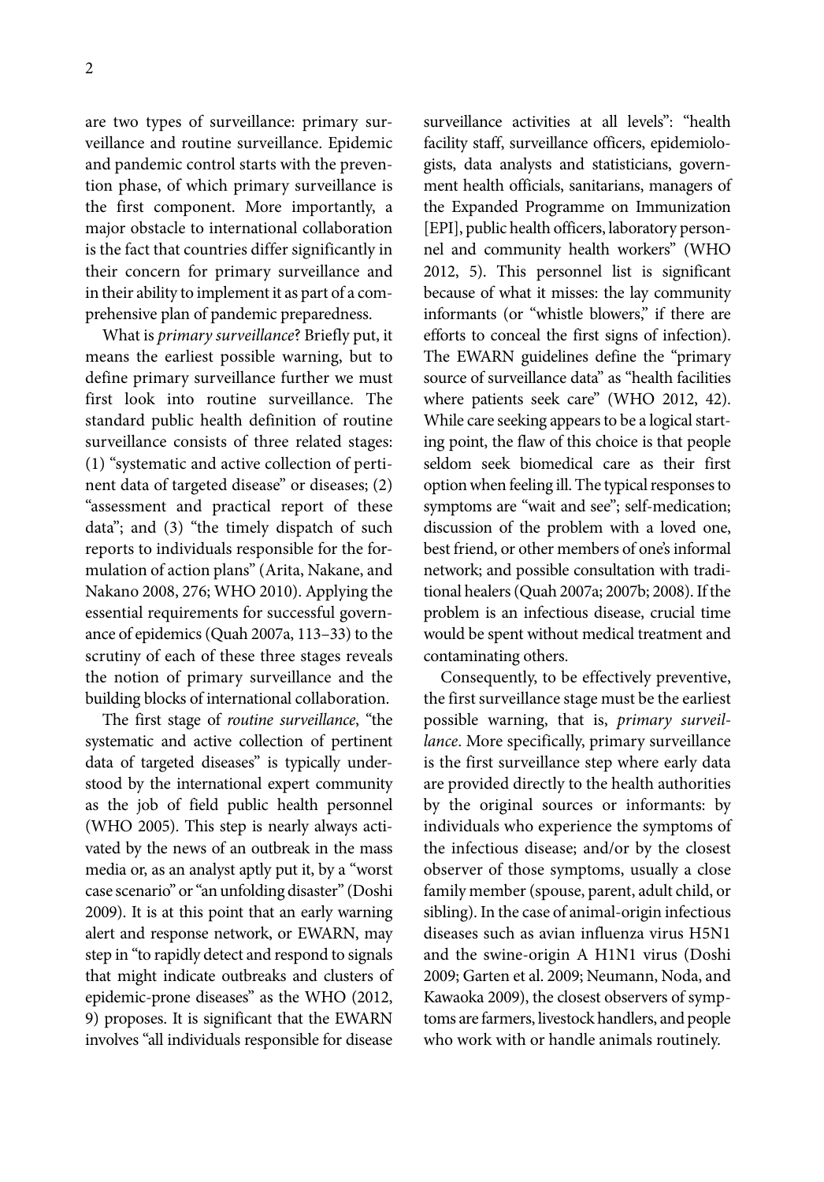are two types of surveillance: primary surveillance and routine surveillance. Epidemic and pandemic control starts with the prevention phase, of which primary surveillance is the first component. More importantly, a major obstacle to international collaboration is the fact that countries differ significantly in their concern for primary surveillance and in their ability to implement it as part of a comprehensive plan of pandemic preparedness.

What is *primary surveillance*? Briefly put, it means the earliest possible warning, but to define primary surveillance further we must first look into routine surveillance. The standard public health definition of routine surveillance consists of three related stages: (1) "systematic and active collection of pertinent data of targeted disease" or diseases; (2) "assessment and practical report of these data"; and (3) "the timely dispatch of such reports to individuals responsible for the formulation of action plans" (Arita, Nakane, and Nakano 2008, 276; WHO 2010). Applying the essential requirements for successful governance of epidemics (Quah 2007a, 113–33) to the scrutiny of each of these three stages reveals the notion of primary surveillance and the building blocks of international collaboration.

The first stage of *routine surveillance*, "the systematic and active collection of pertinent data of targeted diseases" is typically understood by the international expert community as the job of field public health personnel (WHO 2005). This step is nearly always activated by the news of an outbreak in the mass media or, as an analyst aptly put it, by a "worst case scenario" or "an unfolding disaster" (Doshi 2009). It is at this point that an early warning alert and response network, or EWARN, may step in "to rapidly detect and respond to signals that might indicate outbreaks and clusters of epidemic-prone diseases" as the WHO (2012, 9) proposes. It is significant that the EWARN involves "all individuals responsible for disease surveillance activities at all levels": "health facility staff, surveillance officers, epidemiologists, data analysts and statisticians, government health officials, sanitarians, managers of the Expanded Programme on Immunization [EPI], public health officers, laboratory personnel and community health workers" (WHO 2012, 5). This personnel list is significant because of what it misses: the lay community informants (or "whistle blowers," if there are efforts to conceal the first signs of infection). The EWARN guidelines define the "primary source of surveillance data" as "health facilities where patients seek care" (WHO 2012, 42). While care seeking appears to be a logical starting point, the flaw of this choice is that people seldom seek biomedical care as their first option when feeling ill. The typical responses to symptoms are "wait and see"; self-medication; discussion of the problem with a loved one, best friend, or other members of one's informal network; and possible consultation with traditional healers (Quah 2007a; 2007b; 2008). If the problem is an infectious disease, crucial time would be spent without medical treatment and contaminating others.

Consequently, to be effectively preventive, the first surveillance stage must be the earliest possible warning, that is, *primary surveillance*. More specifically, primary surveillance is the first surveillance step where early data are provided directly to the health authorities by the original sources or informants: by individuals who experience the symptoms of the infectious disease; and/or by the closest observer of those symptoms, usually a close family member (spouse, parent, adult child, or sibling). In the case of animal-origin infectious diseases such as avian influenza virus H5N1 and the swine-origin A H1N1 virus (Doshi 2009; Garten et al. 2009; Neumann, Noda, and Kawaoka 2009), the closest observers of symptoms are farmers, livestock handlers, and people who work with or handle animals routinely.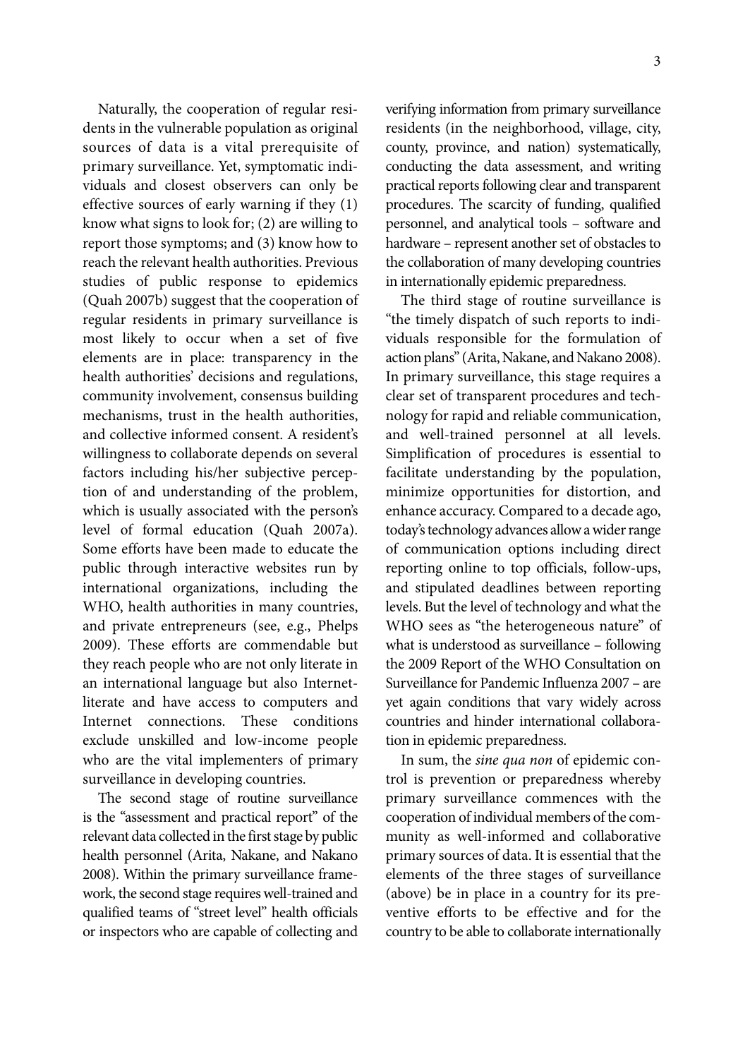Naturally, the cooperation of regular residents in the vulnerable population as original sources of data is a vital prerequisite of primary surveillance. Yet, symptomatic individuals and closest observers can only be effective sources of early warning if they (1) know what signs to look for; (2) are willing to report those symptoms; and (3) know how to reach the relevant health authorities. Previous studies of public response to epidemics (Quah 2007b) suggest that the cooperation of regular residents in primary surveillance is most likely to occur when a set of five elements are in place: transparency in the health authorities' decisions and regulations, community involvement, consensus building mechanisms, trust in the health authorities, and collective informed consent. A resident's willingness to collaborate depends on several factors including his/her subjective perception of and understanding of the problem, which is usually associated with the person's level of formal education (Quah 2007a). Some efforts have been made to educate the public through interactive websites run by international organizations, including the WHO, health authorities in many countries, and private entrepreneurs (see, e.g., Phelps 2009). These efforts are commendable but they reach people who are not only literate in an international language but also Internet-literate and have access to computers and Internet connections. These conditions exclude unskilled and low-income people who are the vital implementers of primary surveillance in developing countries.

The second stage of routine surveillance is the "assessment and practical report" of the relevant data collected in the first stage by public health personnel (Arita, Nakane, and Nakano 2008). Within the primary surveillance framework, the second stage requires well-trained and qualified teams of "street level" health officials or inspectors who are capable of collecting and verifying information from primary surveillance residents (in the neighborhood, village, city, county, province, and nation) systematically, conducting the data assessment, and writing practical reports following clear and transparent procedures. The scarcity of funding, qualified personnel, and analytical tools – software and hardware – represent another set of obstacles to the collaboration of many developing countries in internationally epidemic preparedness.

The third stage of routine surveillance is "the timely dispatch of such reports to individuals responsible for the formulation of action plans" (Arita, Nakane, and Nakano 2008). In primary surveillance, this stage requires a clear set of transparent procedures and technology for rapid and reliable communication, and well-trained personnel at all levels. Simplification of procedures is essential to facilitate understanding by the population, minimize opportunities for distortion, and enhance accuracy. Compared to a decade ago, today's technology advances allow a wider range of communication options including direct reporting online to top officials, follow-ups, and stipulated deadlines between reporting levels. But the level of technology and what the WHO sees as "the heterogeneous nature" of what is understood as surveillance – following the 2009 Report of the WHO Consultation on Surveillance for Pandemic Influenza 2007 – are yet again conditions that vary widely across countries and hinder international collaboration in epidemic preparedness.

In sum, the *sine qua non* of epidemic control is prevention or preparedness whereby primary surveillance commences with the cooperation of individual members of the community as well-informed and collaborative primary sources of data. It is essential that the elements of the three stages of surveillance (above) be in place in a country for its preventive efforts to be effective and for the country to be able to collaborate internationally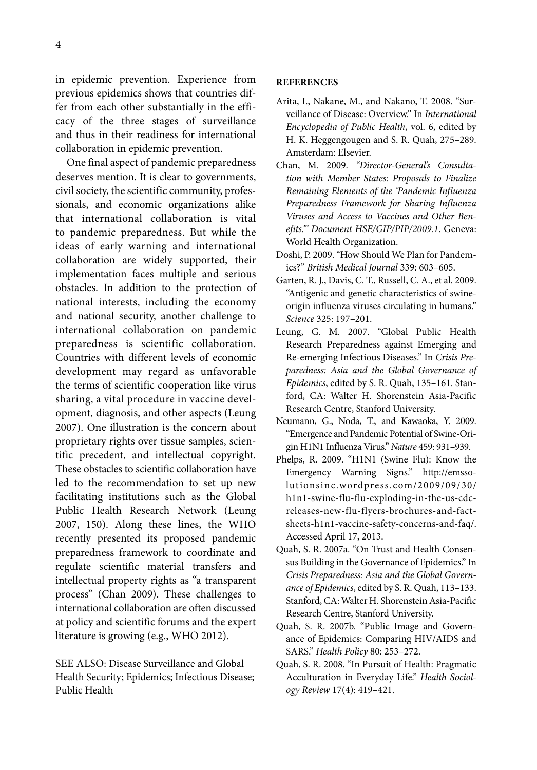in epidemic prevention. Experience from previous epidemics shows that countries differ from each other substantially in the efficacy of the three stages of surveillance and thus in their readiness for international collaboration in epidemic prevention.

One final aspect of pandemic preparedness deserves mention. It is clear to governments, civil society, the scientific community, professionals, and economic organizations alike that international collaboration is vital to pandemic preparedness. But while the ideas of early warning and international collaboration are widely supported, their implementation faces multiple and serious obstacles. In addition to the protection of national interests, including the economy and national security, another challenge to international collaboration on pandemic preparedness is scientific collaboration. Countries with different levels of economic development may regard as unfavorable the terms of scientific cooperation like virus sharing, a vital procedure in vaccine development, diagnosis, and other aspects (Leung 2007). One illustration is the concern about proprietary rights over tissue samples, scientific precedent, and intellectual copyright. These obstacles to scientific collaboration have led to the recommendation to set up new facilitating institutions such as the Global Public Health Research Network (Leung 2007, 150). Along these lines, the WHO recently presented its proposed pandemic preparedness framework to coordinate and regulate scientific material transfers and intellectual property rights as "a transparent process" (Chan 2009). These challenges to international collaboration are often discussed at policy and scientific forums and the expert literature is growing (e.g., WHO 2012).

SEE ALSO: Disease Surveillance and Global Health Security; Epidemics; Infectious Disease; Public Health

## REFERENCES

Arita, I., Nakane, M., and Nakano, T. 2008. "Surveillance of Disease: Overview." In *International Encyclopedia of Public Health*, vol. 6, edited by H. K. Heggengougen and S. R. Quah, 275–289. Amsterdam: Elsevier.

Chan, M. 2009. *"Director-General's Consultation with Member States: Proposals to Finalize Remaining Elements of the 'Pandemic Influenza Preparedness Framework for Sharing Influenza Viruses and Access to Vaccines and Other Benefits.'" Document HSE/GIP/PIP/2009.1*. Geneva: World Health Organization.

Doshi, P. 2009. "How Should We Plan for Pandemics?" *British Medical Journal* 339: 603–605.

Garten, R. J., Davis, C. T., Russell, C. A., et al. 2009. "Antigenic and genetic characteristics of swine-origin influenza viruses circulating in humans." *Science* 325: 197–201.

Leung, G. M. 2007. "Global Public Health Research Preparedness against Emerging and Re-emerging Infectious Diseases." In *Crisis Preparedness: Asia and the Global Governance of Epidemics*, edited by S. R. Quah, 135–161. Stanford, CA: Walter H. Shorenstein Asia-Pacific Research Centre, Stanford University.

Neumann, G., Noda, T., and Kawaoka, Y. 2009. "Emergence and Pandemic Potential of Swine-Origin H1N1 Influenza Virus." *Nature* 459: 931–939.

Phelps, R. 2009. "H1N1 (Swine Flu): Know the Emergency Warning Signs." http://emssolutionsinc.wordpress.com/2009/09/30/h1n1-swine-flu-flu-exploding-in-the-us-cdc-releases-new-flu-flyers-brochures-and-fact-sheets-h1n1-vaccine-safety-concerns-and-faq/. Accessed April 17, 2013.

Quah, S. R. 2007a. "On Trust and Health Consensus Building in the Governance of Epidemics." In *Crisis Preparedness: Asia and the Global Governance of Epidemics*, edited by S. R. Quah, 113–133. Stanford, CA: Walter H. Shorenstein Asia-Pacific Research Centre, Stanford University.

Quah, S. R. 2007b. "Public Image and Governance of Epidemics: Comparing HIV/AIDS and SARS." *Health Policy* 80: 253–272.

Quah, S. R. 2008. "In Pursuit of Health: Pragmatic Acculturation in Everyday Life." *Health Sociology Review* 17(4): 419–421.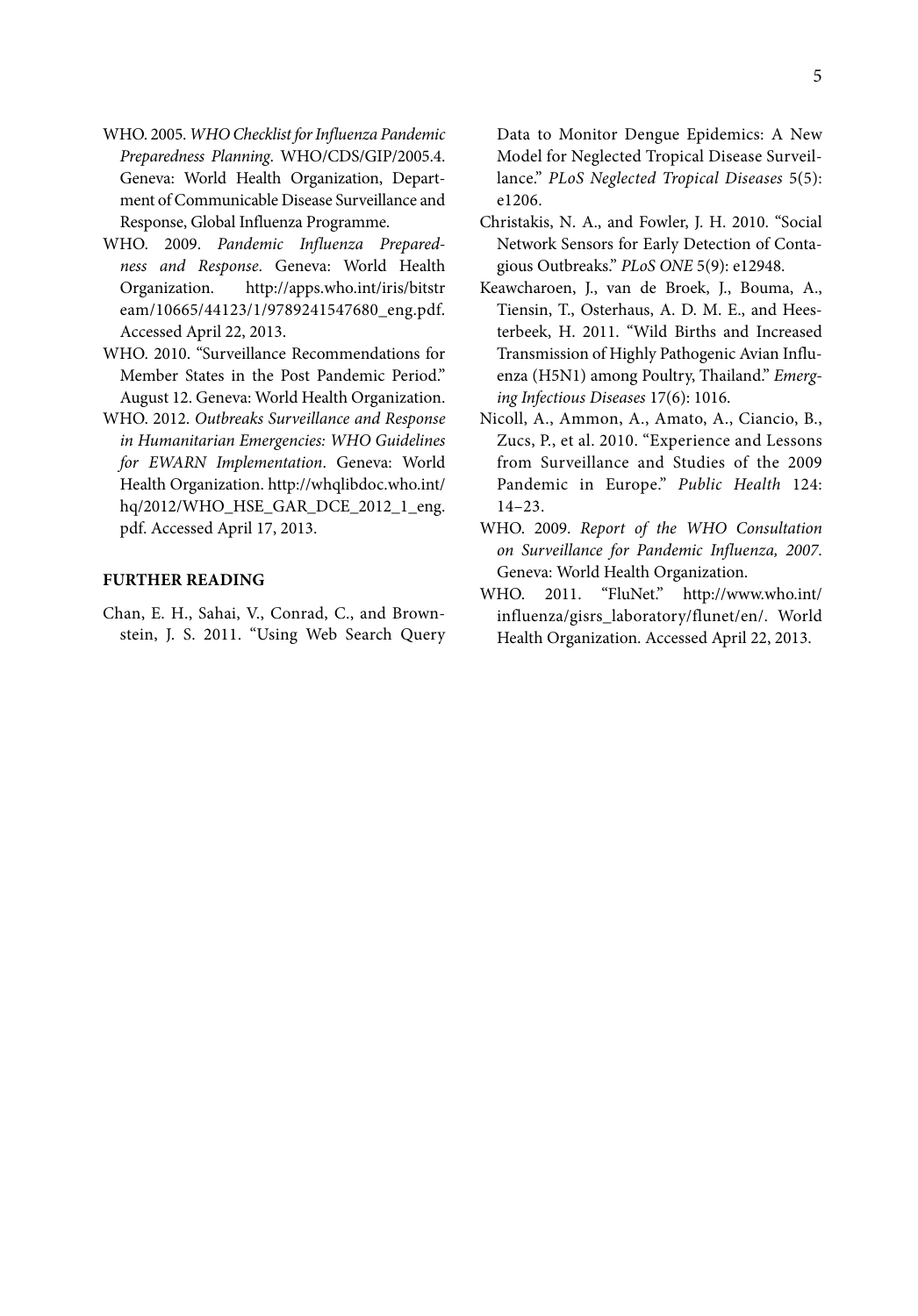WHO. 2005. *WHO Checklist for Influenza Pandemic Preparedness Planning*. WHO/CDS/GIP/2005.4. Geneva: World Health Organization, Department of Communicable Disease Surveillance and Response, Global Influenza Programme.

WHO. 2009. *Pandemic Influenza Preparedness and Response*. Geneva: World Health Organization. http://apps.who.int/iris/bitstream/10665/44123/1/9789241547680_eng.pdf. Accessed April 22, 2013.

WHO. 2010. "Surveillance Recommendations for Member States in the Post Pandemic Period." August 12. Geneva: World Health Organization.

WHO. 2012. *Outbreaks Surveillance and Response in Humanitarian Emergencies: WHO Guidelines for EWARN Implementation*. Geneva: World Health Organization. http://whqlibdoc.who.int/hq/2012/WHO_HSE_GAR_DCE_2012_1_eng.pdf. Accessed April 17, 2013.

## FURTHER READING

Chan, E. H., Sahai, V., Conrad, C., and Brownstein, J. S. 2011. "Using Web Search Query Data to Monitor Dengue Epidemics: A New Model for Neglected Tropical Disease Surveillance." *PLoS Neglected Tropical Diseases* 5(5): e1206.

Christakis, N. A., and Fowler, J. H. 2010. "Social Network Sensors for Early Detection of Contagious Outbreaks." *PLoS ONE* 5(9): e12948.

Keawcharoen, J., van de Broek, J., Bouma, A., Tiensin, T., Osterhaus, A. D. M. E., and Heesterbeek, H. 2011. "Wild Births and Increased Transmission of Highly Pathogenic Avian Influenza (H5N1) among Poultry, Thailand." *Emerging Infectious Diseases* 17(6): 1016.

Nicoll, A., Ammon, A., Amato, A., Ciancio, B., Zucs, P., et al. 2010. "Experience and Lessons from Surveillance and Studies of the 2009 Pandemic in Europe." *Public Health* 124: 14–23.

WHO. 2009. *Report of the WHO Consultation on Surveillance for Pandemic Influenza, 2007*. Geneva: World Health Organization.

WHO. 2011. "FluNet." http://www.who.int/influenza/gisrs_laboratory/flunet/en/. World Health Organization. Accessed April 22, 2013.